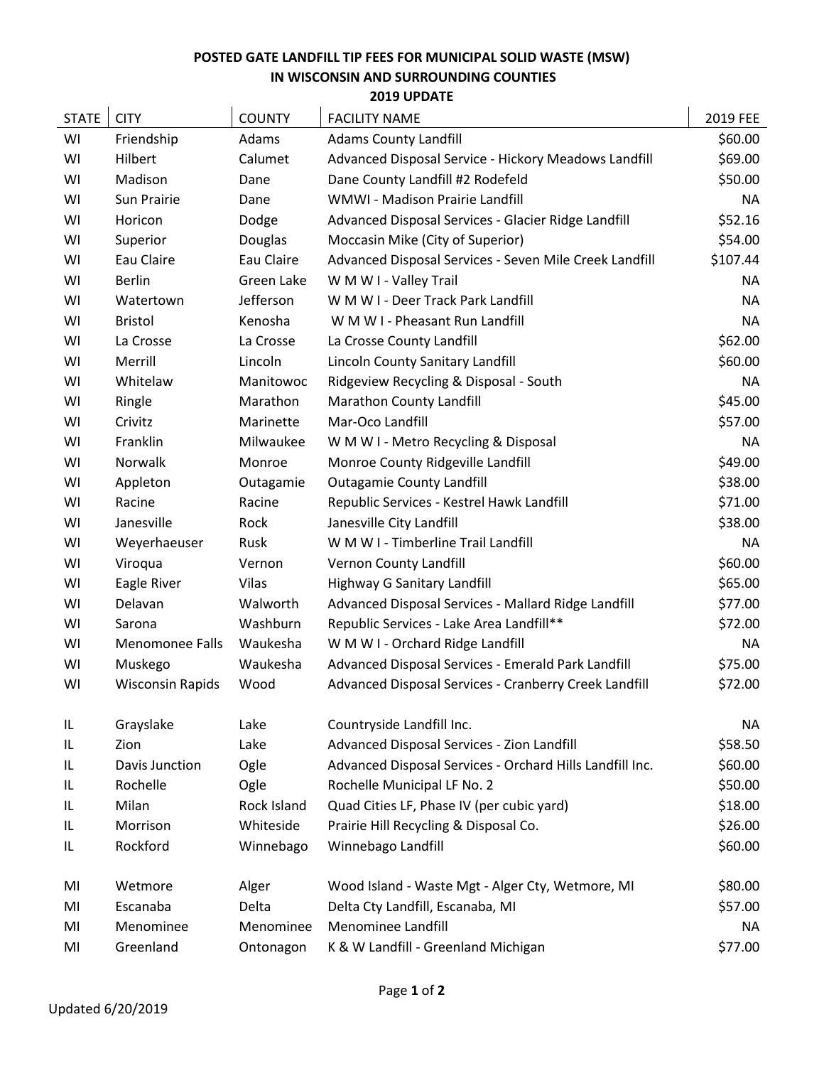**POSTED GATE LANDFILL TIP FEES FOR MUNICIPAL SOLID WASTE (MSW)**
**IN WISCONSIN AND SURROUNDING COUNTIES**
**2019 UPDATE**

| STATE | CITY | COUNTY | FACILITY NAME | 2019 FEE |
|---|---|---|---|---|
| WI | Friendship | Adams | Adams County Landfill | $60.00 |
| WI | Hilbert | Calumet | Advanced Disposal Service - Hickory Meadows Landfill | $69.00 |
| WI | Madison | Dane | Dane County Landfill #2 Rodefeld | $50.00 |
| WI | Sun Prairie | Dane | WMWI - Madison Prairie Landfill | NA |
| WI | Horicon | Dodge | Advanced Disposal Services - Glacier Ridge Landfill | $52.16 |
| WI | Superior | Douglas | Moccasin Mike (City of Superior) | $54.00 |
| WI | Eau Claire | Eau Claire | Advanced Disposal Services - Seven Mile Creek Landfill | $107.44 |
| WI | Berlin | Green Lake | W M W I - Valley Trail | NA |
| WI | Watertown | Jefferson | W M W I - Deer Track Park Landfill | NA |
| WI | Bristol | Kenosha | W M W I - Pheasant Run Landfill | NA |
| WI | La Crosse | La Crosse | La Crosse County Landfill | $62.00 |
| WI | Merrill | Lincoln | Lincoln County Sanitary Landfill | $60.00 |
| WI | Whitelaw | Manitowoc | Ridgeview Recycling & Disposal - South | NA |
| WI | Ringle | Marathon | Marathon County Landfill | $45.00 |
| WI | Crivitz | Marinette | Mar-Oco Landfill | $57.00 |
| WI | Franklin | Milwaukee | W M W I - Metro Recycling & Disposal | NA |
| WI | Norwalk | Monroe | Monroe County Ridgeville Landfill | $49.00 |
| WI | Appleton | Outagamie | Outagamie County Landfill | $38.00 |
| WI | Racine | Racine | Republic Services - Kestrel Hawk Landfill | $71.00 |
| WI | Janesville | Rock | Janesville City Landfill | $38.00 |
| WI | Weyerhaeuser | Rusk | W M W I - Timberline Trail Landfill | NA |
| WI | Viroqua | Vernon | Vernon County Landfill | $60.00 |
| WI | Eagle River | Vilas | Highway G Sanitary Landfill | $65.00 |
| WI | Delavan | Walworth | Advanced Disposal Services - Mallard Ridge Landfill | $77.00 |
| WI | Sarona | Washburn | Republic Services - Lake Area Landfill** | $72.00 |
| WI | Menomonee Falls | Waukesha | W M W I - Orchard Ridge Landfill | NA |
| WI | Muskego | Waukesha | Advanced Disposal Services - Emerald Park Landfill | $75.00 |
| WI | Wisconsin Rapids | Wood | Advanced Disposal Services - Cranberry Creek Landfill | $72.00 |
| | | | | |
| IL | Grayslake | Lake | Countryside Landfill Inc. | NA |
| IL | Zion | Lake | Advanced Disposal Services - Zion Landfill | $58.50 |
| IL | Davis Junction | Ogle | Advanced Disposal Services - Orchard Hills Landfill Inc. | $60.00 |
| IL | Rochelle | Ogle | Rochelle Municipal LF No. 2 | $50.00 |
| IL | Milan | Rock Island | Quad Cities LF, Phase IV (per cubic yard) | $18.00 |
| IL | Morrison | Whiteside | Prairie Hill Recycling & Disposal Co. | $26.00 |
| IL | Rockford | Winnebago | Winnebago Landfill | $60.00 |
| | | | | |
| MI | Wetmore | Alger | Wood Island - Waste Mgt - Alger Cty, Wetmore, MI | $80.00 |
| MI | Escanaba | Delta | Delta Cty Landfill, Escanaba, MI | $57.00 |
| MI | Menominee | Menominee | Menominee Landfill | NA |
| MI | Greenland | Ontonagon | K & W Landfill - Greenland Michigan | $77.00 |

Updated 6/20/2019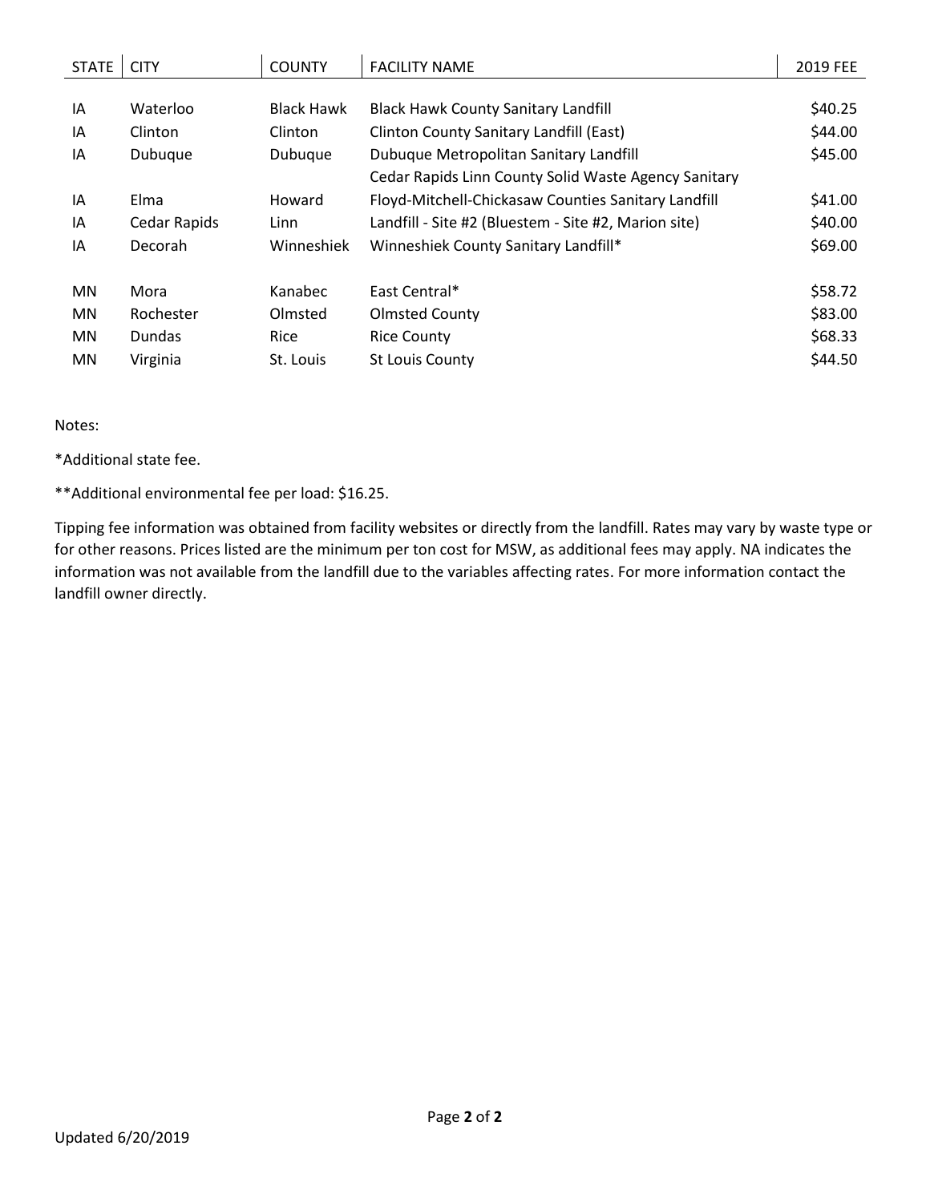| STATE | CITY | COUNTY | FACILITY NAME | 2019 FEE |
|---|---|---|---|---|
| IA | Waterloo | Black Hawk | Black Hawk County Sanitary Landfill | $40.25 |
| IA | Clinton | Clinton | Clinton County Sanitary Landfill (East) | $44.00 |
| IA | Dubuque | Dubuque | Dubuque Metropolitan Sanitary Landfill | $45.00 |
| IA | Elma | Howard | Floyd-Mitchell-Chickasaw Counties Sanitary Landfill | $41.00 |
| IA | Cedar Rapids | Linn | Cedar Rapids Linn County Solid Waste Agency Sanitary Landfill - Site #2 (Bluestem - Site #2, Marion site) | $40.00 |
| IA | Decorah | Winneshiek | Winneshiek County Sanitary Landfill* | $69.00 |
| MN | Mora | Kanabec | East Central* | $58.72 |
| MN | Rochester | Olmsted | Olmsted County | $83.00 |
| MN | Dundas | Rice | Rice County | $68.33 |
| MN | Virginia | St. Louis | St Louis County | $44.50 |

Notes:

*Additional state fee.

**Additional environmental fee per load: $16.25.

Tipping fee information was obtained from facility websites or directly from the landfill. Rates may vary by waste type or for other reasons. Prices listed are the minimum per ton cost for MSW, as additional fees may apply. NA indicates the information was not available from the landfill due to the variables affecting rates. For more information contact the landfill owner directly.

Updated 6/20/2019